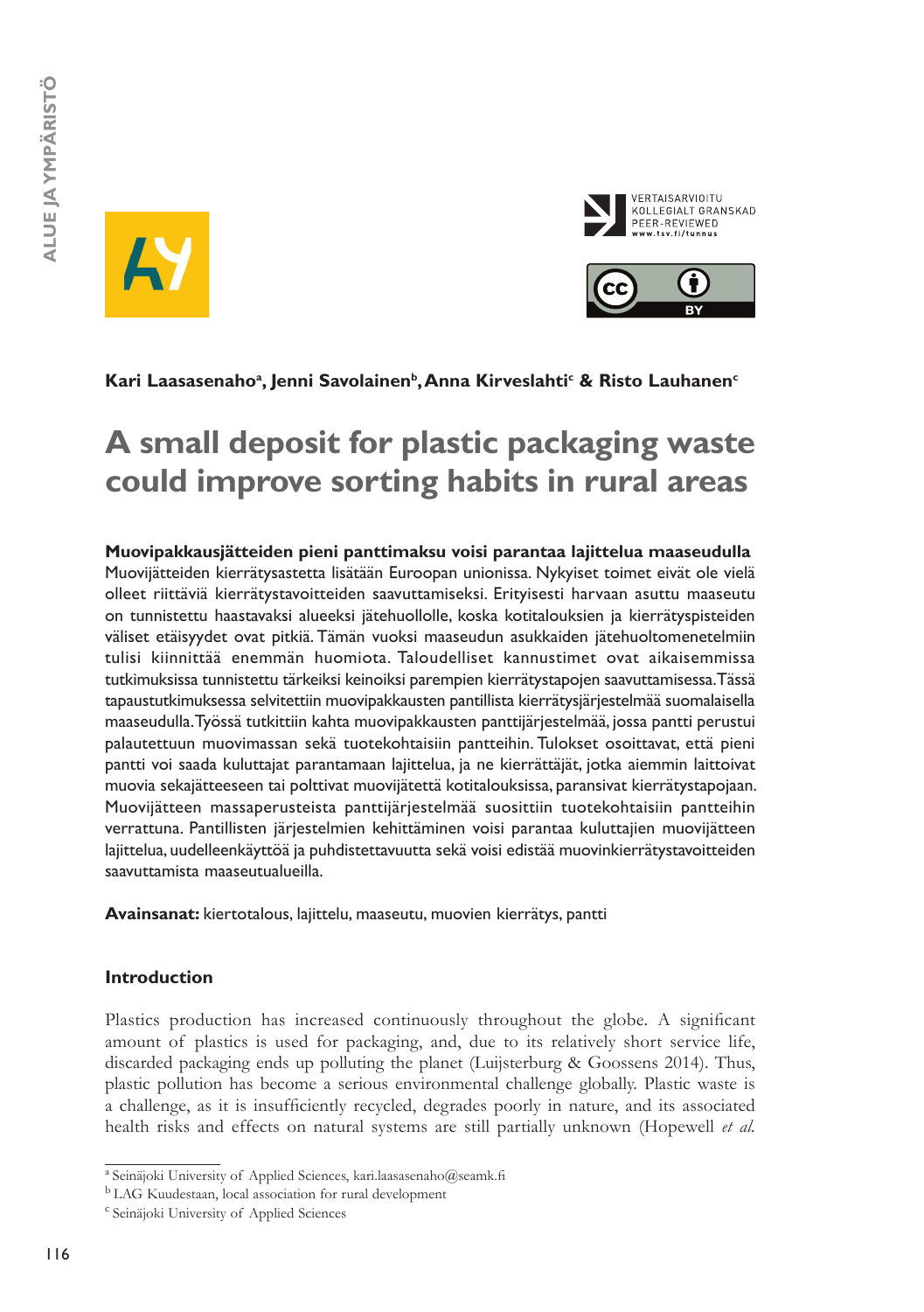Kari Laasasenaho[a], Jenni Savolainen[b], Anna Kirveslahti[c] & Risto Lauhanen[c]

# A small deposit for plastic packaging waste could improve sorting habits in rural areas

**Muovipakkausjätteiden pieni panttimaksu voisi parantaa lajittelua maaseudulla**
Muovijätteiden kierrätysastetta lisätään Euroopan unionissa. Nykyiset toimet eivät ole vielä olleet riittäviä kierrätystavoitteiden saavuttamiseksi. Erityisesti harvaan asuttu maaseutu on tunnistettu haastavaksi alueeksi jätehuollolle, koska kotitalouksien ja kierrätyspisteiden väliset etäisyydet ovat pitkiä. Tämän vuoksi maaseudun asukkaiden jätehuoltomenetelmiin tulisi kiinnittää enemmän huomiota. Taloudelliset kannustimet ovat aikaisemmissa tutkimuksissa tunnistettu tärkeiksi keinoiksi parempien kierrätystapojen saavuttamisessa. Tässä tapaustutkimuksessa selvitettiin muovipakkausten pantillista kierrätysjärjestelmää suomalaisella maaseudulla. Työssä tutkittiin kahta muovipakkausten panttijärjestelmää, jossa pantti perustui palautettuun muovimassan sekä tuotekohtaisiin pantteihin. Tulokset osoittavat, että pieni pantti voi saada kuluttajat parantamaan lajittelua, ja ne kierrättäjät, jotka aiemmin laittoivat muovia sekajätteeseen tai polttivat muovijätettä kotitalouksissa, paransivat kierrätystapojaan. Muovijätteen massaperusteista panttijärjestelmää suosittiin tuotekohtaisiin pantteihin verrattuna. Pantillisten järjestelmien kehittäminen voisi parantaa kuluttajien muovijätteen lajittelua, uudelleenkäyttöä ja puhdistettavuutta sekä voisi edistää muovinkierrätystavoitteiden saavuttamista maaseutualueilla.

**Avainsanat:** kiertotalous, lajittelu, maaseutu, muovien kierrätys, pantti

## Introduction

Plastics production has increased continuously throughout the globe. A significant amount of plastics is used for packaging, and, due to its relatively short service life, discarded packaging ends up polluting the planet (Luijsterburg & Goossens 2014). Thus, plastic pollution has become a serious environmental challenge globally. Plastic waste is a challenge, as it is insufficiently recycled, degrades poorly in nature, and its associated health risks and effects on natural systems are still partially unknown (Hopewell *et al.*

---

[a] Seinäjoki University of Applied Sciences, kari.laasasenaho@seamk.fi
[b] LAG Kuudestaan, local association for rural development
[c] Seinäjoki University of Applied Sciences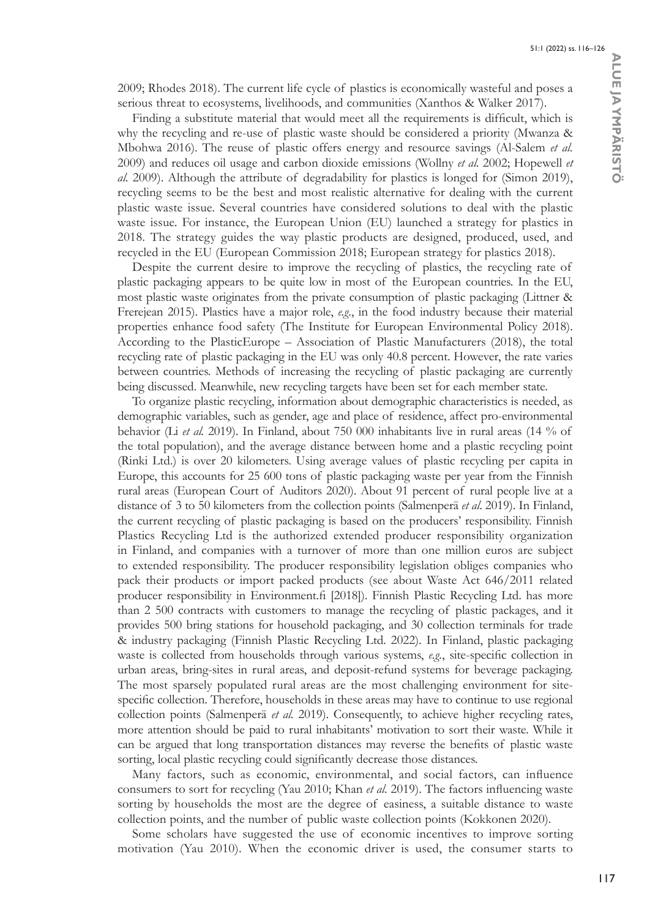2009; Rhodes 2018). The current life cycle of plastics is economically wasteful and poses a serious threat to ecosystems, livelihoods, and communities (Xanthos & Walker 2017).

Finding a substitute material that would meet all the requirements is difficult, which is why the recycling and re-use of plastic waste should be considered a priority (Mwanza & Mbohwa 2016). The reuse of plastic offers energy and resource savings (Al-Salem *et al.* 2009) and reduces oil usage and carbon dioxide emissions (Wollny *et al.* 2002; Hopewell *et al.* 2009). Although the attribute of degradability for plastics is longed for (Simon 2019), recycling seems to be the best and most realistic alternative for dealing with the current plastic waste issue. Several countries have considered solutions to deal with the plastic waste issue. For instance, the European Union (EU) launched a strategy for plastics in 2018. The strategy guides the way plastic products are designed, produced, used, and recycled in the EU (European Commission 2018; European strategy for plastics 2018).

Despite the current desire to improve the recycling of plastics, the recycling rate of plastic packaging appears to be quite low in most of the European countries. In the EU, most plastic waste originates from the private consumption of plastic packaging (Littner & Frerejean 2015). Plastics have a major role, *e.g.*, in the food industry because their material properties enhance food safety (The Institute for European Environmental Policy 2018). According to the PlasticEurope – Association of Plastic Manufacturers (2018), the total recycling rate of plastic packaging in the EU was only 40.8 percent. However, the rate varies between countries. Methods of increasing the recycling of plastic packaging are currently being discussed. Meanwhile, new recycling targets have been set for each member state.

To organize plastic recycling, information about demographic characteristics is needed, as demographic variables, such as gender, age and place of residence, affect pro-environmental behavior (Li *et al.* 2019). In Finland, about 750 000 inhabitants live in rural areas (14 % of the total population), and the average distance between home and a plastic recycling point (Rinki Ltd.) is over 20 kilometers. Using average values of plastic recycling per capita in Europe, this accounts for 25 600 tons of plastic packaging waste per year from the Finnish rural areas (European Court of Auditors 2020). About 91 percent of rural people live at a distance of 3 to 50 kilometers from the collection points (Salmenperä *et al*. 2019). In Finland, the current recycling of plastic packaging is based on the producers' responsibility. Finnish Plastics Recycling Ltd is the authorized extended producer responsibility organization in Finland, and companies with a turnover of more than one million euros are subject to extended responsibility. The producer responsibility legislation obliges companies who pack their products or import packed products (see about Waste Act 646/2011 related producer responsibility in Environment.fi [2018]). Finnish Plastic Recycling Ltd. has more than 2 500 contracts with customers to manage the recycling of plastic packages, and it provides 500 bring stations for household packaging, and 30 collection terminals for trade & industry packaging (Finnish Plastic Recycling Ltd. 2022). In Finland, plastic packaging waste is collected from households through various systems, *e.g.*, site-specific collection in urban areas, bring-sites in rural areas, and deposit-refund systems for beverage packaging. The most sparsely populated rural areas are the most challenging environment for site-specific collection. Therefore, households in these areas may have to continue to use regional collection points (Salmenperä *et al.* 2019). Consequently, to achieve higher recycling rates, more attention should be paid to rural inhabitants' motivation to sort their waste. While it can be argued that long transportation distances may reverse the benefits of plastic waste sorting, local plastic recycling could significantly decrease those distances.

Many factors, such as economic, environmental, and social factors, can influence consumers to sort for recycling (Yau 2010; Khan *et al.* 2019). The factors influencing waste sorting by households the most are the degree of easiness, a suitable distance to waste collection points, and the number of public waste collection points (Kokkonen 2020).

Some scholars have suggested the use of economic incentives to improve sorting motivation (Yau 2010). When the economic driver is used, the consumer starts to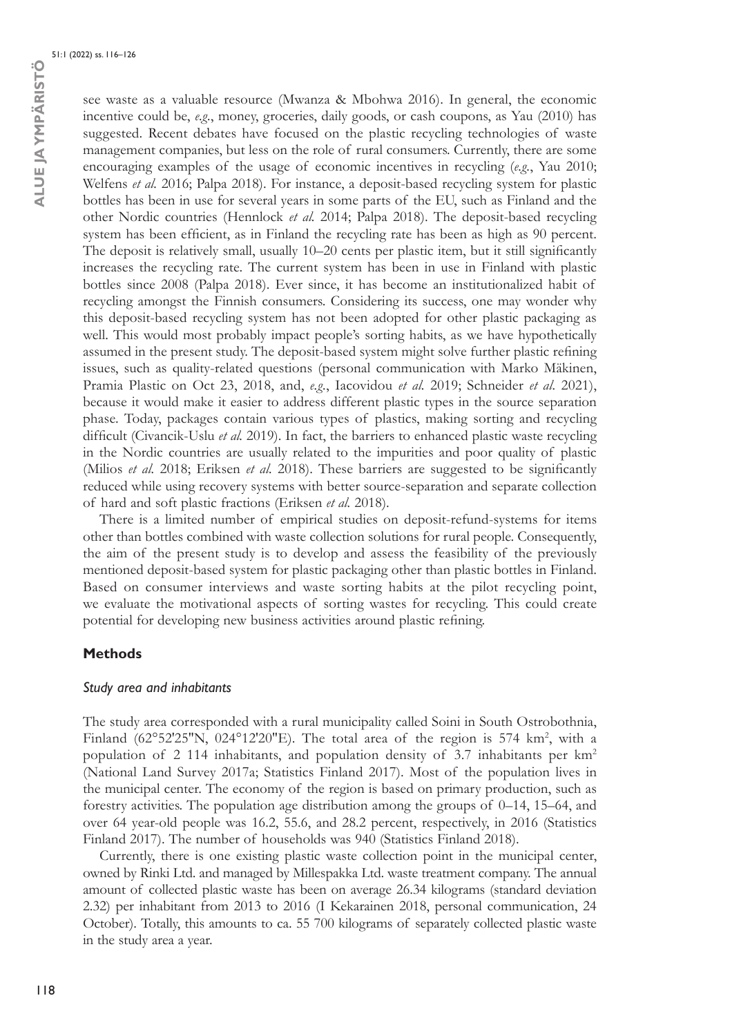see waste as a valuable resource (Mwanza & Mbohwa 2016). In general, the economic incentive could be, *e.g.*, money, groceries, daily goods, or cash coupons, as Yau (2010) has suggested. Recent debates have focused on the plastic recycling technologies of waste management companies, but less on the role of rural consumers. Currently, there are some encouraging examples of the usage of economic incentives in recycling (*e.g.*, Yau 2010; Welfens *et al.* 2016; Palpa 2018). For instance, a deposit-based recycling system for plastic bottles has been in use for several years in some parts of the EU, such as Finland and the other Nordic countries (Hennlock *et al.* 2014; Palpa 2018). The deposit-based recycling system has been efficient, as in Finland the recycling rate has been as high as 90 percent. The deposit is relatively small, usually 10–20 cents per plastic item, but it still significantly increases the recycling rate. The current system has been in use in Finland with plastic bottles since 2008 (Palpa 2018). Ever since, it has become an institutionalized habit of recycling amongst the Finnish consumers. Considering its success, one may wonder why this deposit-based recycling system has not been adopted for other plastic packaging as well. This would most probably impact people's sorting habits, as we have hypothetically assumed in the present study. The deposit-based system might solve further plastic refining issues, such as quality-related questions (personal communication with Marko Mäkinen, Pramia Plastic on Oct 23, 2018, and, *e.g.*, Iacovidou *et al.* 2019; Schneider *et al.* 2021), because it would make it easier to address different plastic types in the source separation phase. Today, packages contain various types of plastics, making sorting and recycling difficult (Civancik-Uslu *et al.* 2019). In fact, the barriers to enhanced plastic waste recycling in the Nordic countries are usually related to the impurities and poor quality of plastic (Milios *et al.* 2018; Eriksen *et al.* 2018). These barriers are suggested to be significantly reduced while using recovery systems with better source-separation and separate collection of hard and soft plastic fractions (Eriksen *et al.* 2018).

There is a limited number of empirical studies on deposit-refund-systems for items other than bottles combined with waste collection solutions for rural people. Consequently, the aim of the present study is to develop and assess the feasibility of the previously mentioned deposit-based system for plastic packaging other than plastic bottles in Finland. Based on consumer interviews and waste sorting habits at the pilot recycling point, we evaluate the motivational aspects of sorting wastes for recycling. This could create potential for developing new business activities around plastic refining.

## Methods

### *Study area and inhabitants*

The study area corresponded with a rural municipality called Soini in South Ostrobothnia, Finland (62°52'25"N, 024°12'20"E). The total area of the region is 574 km$^2$, with a population of 2 114 inhabitants, and population density of 3.7 inhabitants per km$^2$ (National Land Survey 2017a; Statistics Finland 2017). Most of the population lives in the municipal center. The economy of the region is based on primary production, such as forestry activities. The population age distribution among the groups of 0–14, 15–64, and over 64 year-old people was 16.2, 55.6, and 28.2 percent, respectively, in 2016 (Statistics Finland 2017). The number of households was 940 (Statistics Finland 2018).

Currently, there is one existing plastic waste collection point in the municipal center, owned by Rinki Ltd. and managed by Millespakka Ltd. waste treatment company. The annual amount of collected plastic waste has been on average 26.34 kilograms (standard deviation 2.32) per inhabitant from 2013 to 2016 (I Kekarainen 2018, personal communication, 24 October). Totally, this amounts to ca. 55 700 kilograms of separately collected plastic waste in the study area a year.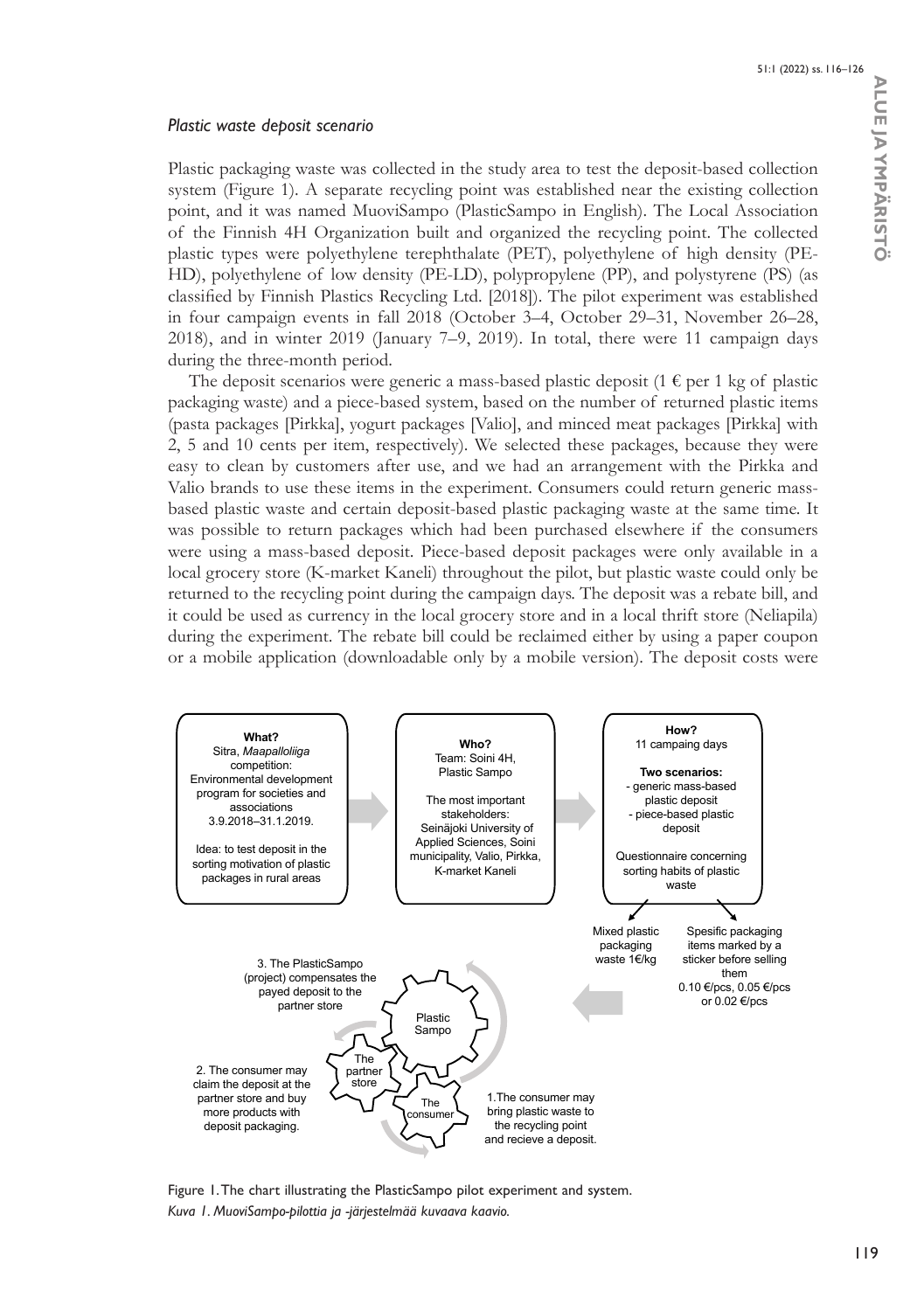### *Plastic waste deposit scenario*

Plastic packaging waste was collected in the study area to test the deposit-based collection system (Figure 1). A separate recycling point was established near the existing collection point, and it was named MuoviSampo (PlasticSampo in English). The Local Association of the Finnish 4H Organization built and organized the recycling point. The collected plastic types were polyethylene terephthalate (PET), polyethylene of high density (PE-HD), polyethylene of low density (PE-LD), polypropylene (PP), and polystyrene (PS) (as classified by Finnish Plastics Recycling Ltd. [2018]). The pilot experiment was established in four campaign events in fall 2018 (October 3–4, October 29–31, November 26–28, 2018), and in winter 2019 (January 7–9, 2019). In total, there were 11 campaign days during the three-month period.

The deposit scenarios were generic a mass-based plastic deposit (1 € per 1 kg of plastic packaging waste) and a piece-based system, based on the number of returned plastic items (pasta packages [Pirkka], yogurt packages [Valio], and minced meat packages [Pirkka] with 2, 5 and 10 cents per item, respectively). We selected these packages, because they were easy to clean by customers after use, and we had an arrangement with the Pirkka and Valio brands to use these items in the experiment. Consumers could return generic mass-based plastic waste and certain deposit-based plastic packaging waste at the same time. It was possible to return packages which had been purchased elsewhere if the consumers were using a mass-based deposit. Piece-based deposit packages were only available in a local grocery store (K-market Kaneli) throughout the pilot, but plastic waste could only be returned to the recycling point during the campaign days. The deposit was a rebate bill, and it could be used as currency in the local grocery store and in a local thrift store (Neliapila) during the experiment. The rebate bill could be reclaimed either by using a paper coupon or a mobile application (downloadable only by a mobile version). The deposit costs were

**What?**
Sitra, *Maapalloliiga* competition: Environmental development program for societies and associations 3.9.2018–31.1.2019.

Idea: to test deposit in the sorting motivation of plastic packages in rural areas

**Who?**
Team: Soini 4H, Plastic Sampo

The most important stakeholders: Seinäjoki University of Applied Sciences, Soini municipality, Valio, Pirkka, K-market Kaneli

**How?**
11 campaing days

**Two scenarios:**
- generic mass-based plastic deposit
- piece-based plastic deposit

Questionnaire concerning sorting habits of plastic waste

Mixed plastic packaging waste 1€/kg

Spesific packaging items marked by a sticker before selling them 0.10 €/pcs, 0.05 €/pcs or 0.02 €/pcs

Plastic Sampo — The partner store — The consumer

1.The consumer may bring plastic waste to the recycling point and recieve a deposit.

2. The consumer may claim the deposit at the partner store and buy more products with deposit packaging.

3. The PlasticSampo (project) compensates the payed deposit to the partner store

Figure 1. The chart illustrating the PlasticSampo pilot experiment and system.
*Kuva 1. MuoviSampo-pilottia ja -järjestelmää kuvaava kaavio.*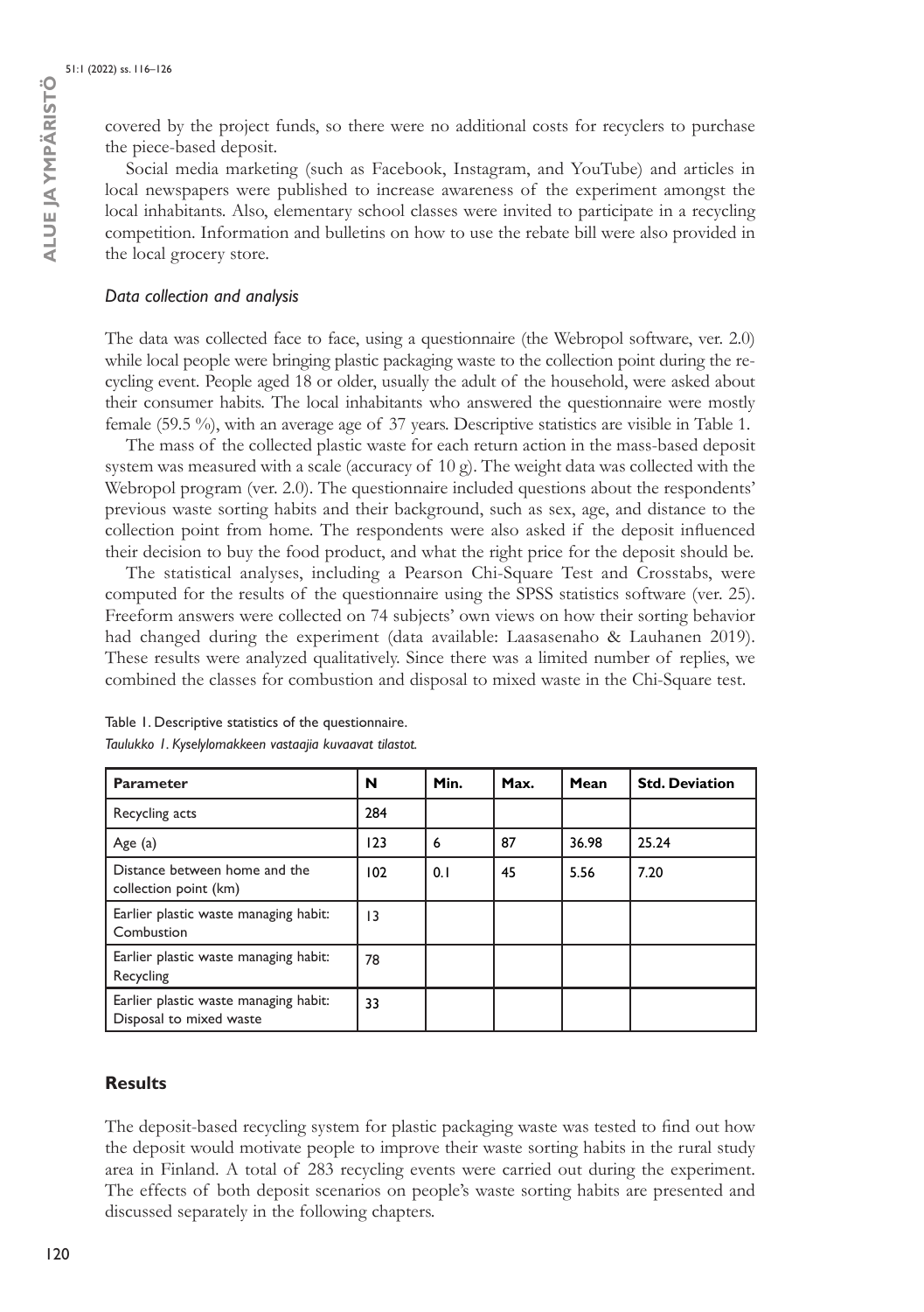covered by the project funds, so there were no additional costs for recyclers to purchase the piece-based deposit.

Social media marketing (such as Facebook, Instagram, and YouTube) and articles in local newspapers were published to increase awareness of the experiment amongst the local inhabitants. Also, elementary school classes were invited to participate in a recycling competition. Information and bulletins on how to use the rebate bill were also provided in the local grocery store.

### *Data collection and analysis*

The data was collected face to face, using a questionnaire (the Webropol software, ver. 2.0) while local people were bringing plastic packaging waste to the collection point during the recycling event. People aged 18 or older, usually the adult of the household, were asked about their consumer habits. The local inhabitants who answered the questionnaire were mostly female (59.5 %), with an average age of 37 years. Descriptive statistics are visible in Table 1.

The mass of the collected plastic waste for each return action in the mass-based deposit system was measured with a scale (accuracy of 10 g). The weight data was collected with the Webropol program (ver. 2.0). The questionnaire included questions about the respondents' previous waste sorting habits and their background, such as sex, age, and distance to the collection point from home. The respondents were also asked if the deposit influenced their decision to buy the food product, and what the right price for the deposit should be.

The statistical analyses, including a Pearson Chi-Square Test and Crosstabs, were computed for the results of the questionnaire using the SPSS statistics software (ver. 25). Freeform answers were collected on 74 subjects' own views on how their sorting behavior had changed during the experiment (data available: Laasasenaho & Lauhanen 2019). These results were analyzed qualitatively. Since there was a limited number of replies, we combined the classes for combustion and disposal to mixed waste in the Chi-Square test.

Table 1. Descriptive statistics of the questionnaire.
*Taulukko 1. Kyselylomakkeen vastaajia kuvaavat tilastot.*

| Parameter | N | Min. | Max. | Mean | Std. Deviation |
|---|---|---|---|---|---|
| Recycling acts | 284 | | | | |
| Age (a) | 123 | 6 | 87 | 36.98 | 25.24 |
| Distance between home and the collection point (km) | 102 | 0.1 | 45 | 5.56 | 7.20 |
| Earlier plastic waste managing habit: Combustion | 13 | | | | |
| Earlier plastic waste managing habit: Recycling | 78 | | | | |
| Earlier plastic waste managing habit: Disposal to mixed waste | 33 | | | | |

## Results

The deposit-based recycling system for plastic packaging waste was tested to find out how the deposit would motivate people to improve their waste sorting habits in the rural study area in Finland. A total of 283 recycling events were carried out during the experiment. The effects of both deposit scenarios on people's waste sorting habits are presented and discussed separately in the following chapters.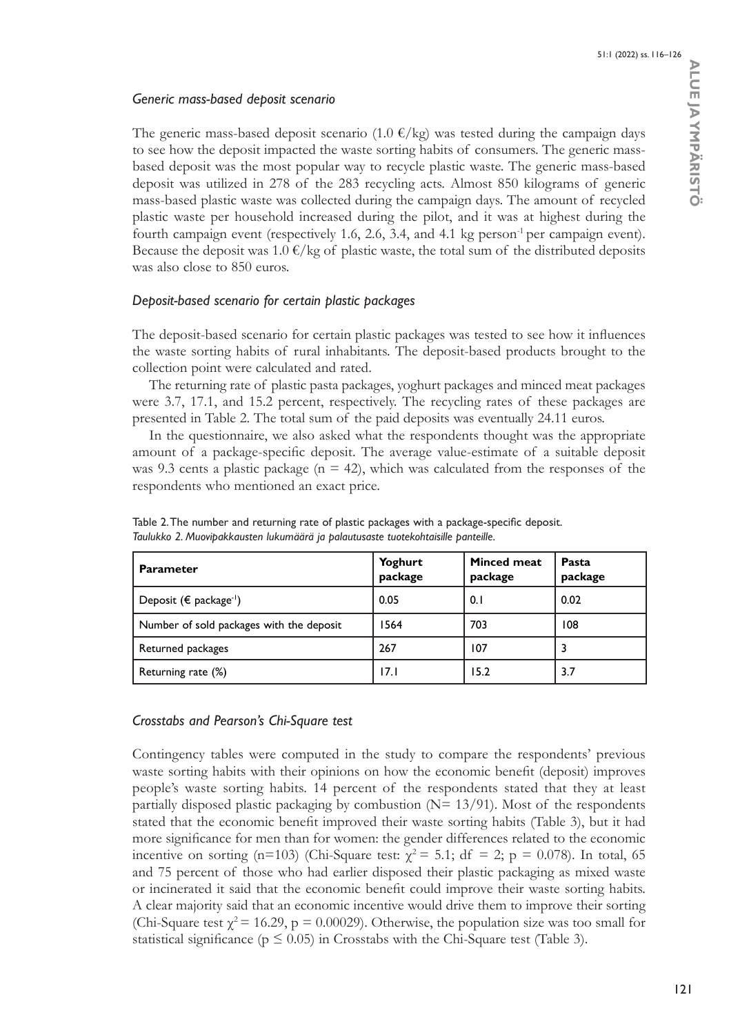### *Generic mass-based deposit scenario*

The generic mass-based deposit scenario (1.0 €/kg) was tested during the campaign days to see how the deposit impacted the waste sorting habits of consumers. The generic mass-based deposit was the most popular way to recycle plastic waste. The generic mass-based deposit was utilized in 278 of the 283 recycling acts. Almost 850 kilograms of generic mass-based plastic waste was collected during the campaign days. The amount of recycled plastic waste per household increased during the pilot, and it was at highest during the fourth campaign event (respectively 1.6, 2.6, 3.4, and 4.1 kg person$^{-1}$ per campaign event). Because the deposit was 1.0 €/kg of plastic waste, the total sum of the distributed deposits was also close to 850 euros.

### *Deposit-based scenario for certain plastic packages*

The deposit-based scenario for certain plastic packages was tested to see how it influences the waste sorting habits of rural inhabitants. The deposit-based products brought to the collection point were calculated and rated.

The returning rate of plastic pasta packages, yoghurt packages and minced meat packages were 3.7, 17.1, and 15.2 percent, respectively. The recycling rates of these packages are presented in Table 2. The total sum of the paid deposits was eventually 24.11 euros.

In the questionnaire, we also asked what the respondents thought was the appropriate amount of a package-specific deposit. The average value-estimate of a suitable deposit was 9.3 cents a plastic package ($n = 42$), which was calculated from the responses of the respondents who mentioned an exact price.

Table 2. The number and returning rate of plastic packages with a package-specific deposit.
*Taulukko 2. Muovipakkausten lukumäärä ja palautusaste tuotekohtaisille panteille.*

| **Parameter** | **Yoghurt package** | **Minced meat package** | **Pasta package** |
|---|---|---|---|
| Deposit (€ package$^{-1}$) | 0.05 | 0.1 | 0.02 |
| Number of sold packages with the deposit | 1564 | 703 | 108 |
| Returned packages | 267 | 107 | 3 |
| Returning rate (%) | 17.1 | 15.2 | 3.7 |

### *Crosstabs and Pearson's Chi-Square test*

Contingency tables were computed in the study to compare the respondents' previous waste sorting habits with their opinions on how the economic benefit (deposit) improves people's waste sorting habits. 14 percent of the respondents stated that they at least partially disposed plastic packaging by combustion (N= 13/91). Most of the respondents stated that the economic benefit improved their waste sorting habits (Table 3), but it had more significance for men than for women: the gender differences related to the economic incentive on sorting (n=103) (Chi-Square test: $\chi^2 = 5.1$; df = 2; $p = 0.078$). In total, 65 and 75 percent of those who had earlier disposed their plastic packaging as mixed waste or incinerated it said that the economic benefit could improve their waste sorting habits. A clear majority said that an economic incentive would drive them to improve their sorting (Chi-Square test $\chi^2 = 16.29$, $p = 0.00029$). Otherwise, the population size was too small for statistical significance ($p \leq 0.05$) in Crosstabs with the Chi-Square test (Table 3).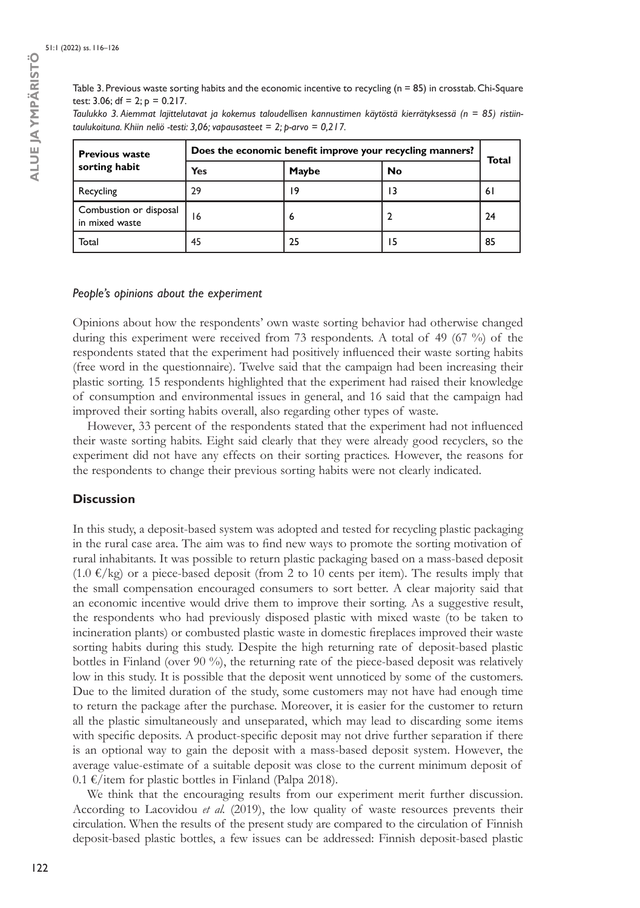Table 3. Previous waste sorting habits and the economic incentive to recycling (n = 85) in crosstab. Chi-Square test: 3.06; df = 2; p = 0.217.

*Taulukko 3. Aiemmat lajittelutavat ja kokemus taloudellisen kannustimen käytöstä kierrätyksessä (n = 85) ristiintaulukoituna. Khiin neliö -testi: 3,06; vapausasteet = 2; p-arvo = 0,217.*

| **Previous waste sorting habit** | **Does the economic benefit improve your recycling manners?** | | | **Total** |
|---|---|---|---|---|
| | **Yes** | **Maybe** | **No** | |
| Recycling | 29 | 19 | 13 | 61 |
| Combustion or disposal in mixed waste | 16 | 6 | 2 | 24 |
| Total | 45 | 25 | 15 | 85 |

### *People's opinions about the experiment*

Opinions about how the respondents' own waste sorting behavior had otherwise changed during this experiment were received from 73 respondents. A total of 49 (67 %) of the respondents stated that the experiment had positively influenced their waste sorting habits (free word in the questionnaire). Twelve said that the campaign had been increasing their plastic sorting. 15 respondents highlighted that the experiment had raised their knowledge of consumption and environmental issues in general, and 16 said that the campaign had improved their sorting habits overall, also regarding other types of waste.

However, 33 percent of the respondents stated that the experiment had not influenced their waste sorting habits. Eight said clearly that they were already good recyclers, so the experiment did not have any effects on their sorting practices. However, the reasons for the respondents to change their previous sorting habits were not clearly indicated.

## **Discussion**

In this study, a deposit-based system was adopted and tested for recycling plastic packaging in the rural case area. The aim was to find new ways to promote the sorting motivation of rural inhabitants. It was possible to return plastic packaging based on a mass-based deposit (1.0 €/kg) or a piece-based deposit (from 2 to 10 cents per item). The results imply that the small compensation encouraged consumers to sort better. A clear majority said that an economic incentive would drive them to improve their sorting. As a suggestive result, the respondents who had previously disposed plastic with mixed waste (to be taken to incineration plants) or combusted plastic waste in domestic fireplaces improved their waste sorting habits during this study. Despite the high returning rate of deposit-based plastic bottles in Finland (over 90 %), the returning rate of the piece-based deposit was relatively low in this study. It is possible that the deposit went unnoticed by some of the customers. Due to the limited duration of the study, some customers may not have had enough time to return the package after the purchase. Moreover, it is easier for the customer to return all the plastic simultaneously and unseparated, which may lead to discarding some items with specific deposits. A product-specific deposit may not drive further separation if there is an optional way to gain the deposit with a mass-based deposit system. However, the average value-estimate of a suitable deposit was close to the current minimum deposit of 0.1 €/item for plastic bottles in Finland (Palpa 2018).

We think that the encouraging results from our experiment merit further discussion. According to Lacovidou *et al.* (2019), the low quality of waste resources prevents their circulation. When the results of the present study are compared to the circulation of Finnish deposit-based plastic bottles, a few issues can be addressed: Finnish deposit-based plastic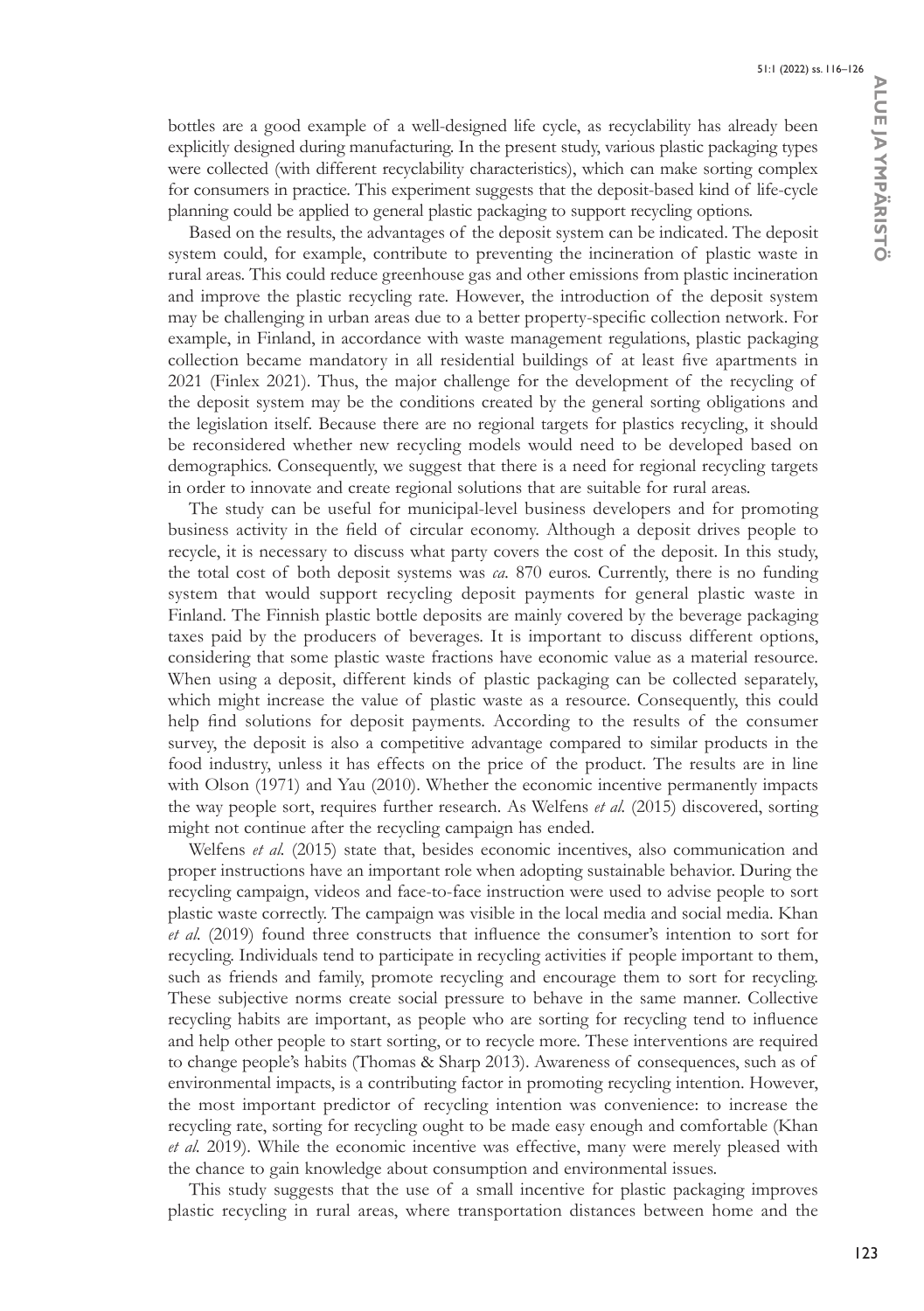bottles are a good example of a well-designed life cycle, as recyclability has already been explicitly designed during manufacturing. In the present study, various plastic packaging types were collected (with different recyclability characteristics), which can make sorting complex for consumers in practice. This experiment suggests that the deposit-based kind of life-cycle planning could be applied to general plastic packaging to support recycling options.

Based on the results, the advantages of the deposit system can be indicated. The deposit system could, for example, contribute to preventing the incineration of plastic waste in rural areas. This could reduce greenhouse gas and other emissions from plastic incineration and improve the plastic recycling rate. However, the introduction of the deposit system may be challenging in urban areas due to a better property-specific collection network. For example, in Finland, in accordance with waste management regulations, plastic packaging collection became mandatory in all residential buildings of at least five apartments in 2021 (Finlex 2021). Thus, the major challenge for the development of the recycling of the deposit system may be the conditions created by the general sorting obligations and the legislation itself. Because there are no regional targets for plastics recycling, it should be reconsidered whether new recycling models would need to be developed based on demographics. Consequently, we suggest that there is a need for regional recycling targets in order to innovate and create regional solutions that are suitable for rural areas.

The study can be useful for municipal-level business developers and for promoting business activity in the field of circular economy. Although a deposit drives people to recycle, it is necessary to discuss what party covers the cost of the deposit. In this study, the total cost of both deposit systems was *ca.* 870 euros. Currently, there is no funding system that would support recycling deposit payments for general plastic waste in Finland. The Finnish plastic bottle deposits are mainly covered by the beverage packaging taxes paid by the producers of beverages. It is important to discuss different options, considering that some plastic waste fractions have economic value as a material resource. When using a deposit, different kinds of plastic packaging can be collected separately, which might increase the value of plastic waste as a resource. Consequently, this could help find solutions for deposit payments. According to the results of the consumer survey, the deposit is also a competitive advantage compared to similar products in the food industry, unless it has effects on the price of the product. The results are in line with Olson (1971) and Yau (2010). Whether the economic incentive permanently impacts the way people sort, requires further research. As Welfens *et al.* (2015) discovered, sorting might not continue after the recycling campaign has ended.

Welfens *et al.* (2015) state that, besides economic incentives, also communication and proper instructions have an important role when adopting sustainable behavior. During the recycling campaign, videos and face-to-face instruction were used to advise people to sort plastic waste correctly. The campaign was visible in the local media and social media. Khan *et al.* (2019) found three constructs that influence the consumer's intention to sort for recycling. Individuals tend to participate in recycling activities if people important to them, such as friends and family, promote recycling and encourage them to sort for recycling. These subjective norms create social pressure to behave in the same manner. Collective recycling habits are important, as people who are sorting for recycling tend to influence and help other people to start sorting, or to recycle more. These interventions are required to change people's habits (Thomas & Sharp 2013). Awareness of consequences, such as of environmental impacts, is a contributing factor in promoting recycling intention. However, the most important predictor of recycling intention was convenience: to increase the recycling rate, sorting for recycling ought to be made easy enough and comfortable (Khan *et al.* 2019). While the economic incentive was effective, many were merely pleased with the chance to gain knowledge about consumption and environmental issues.

This study suggests that the use of a small incentive for plastic packaging improves plastic recycling in rural areas, where transportation distances between home and the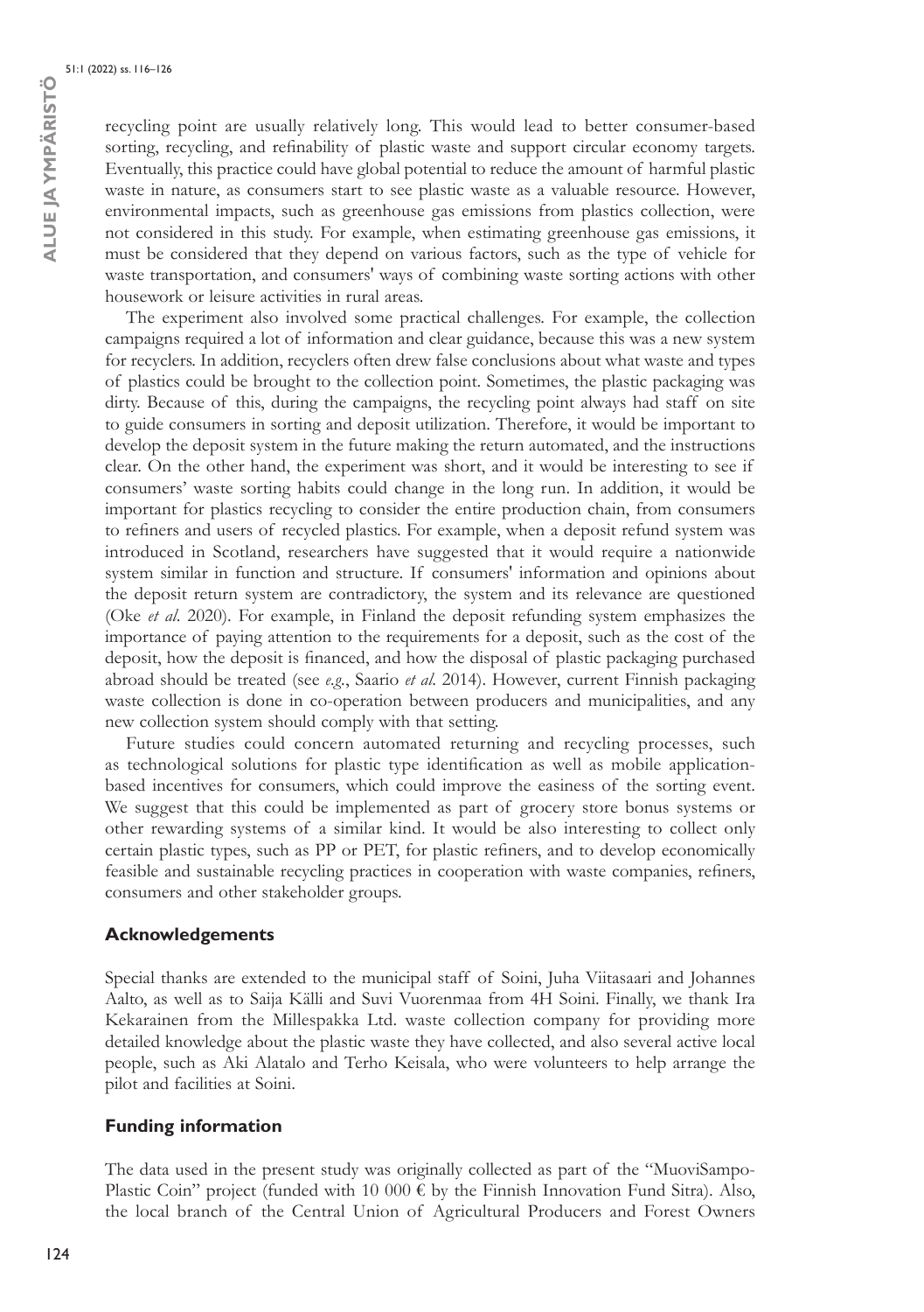recycling point are usually relatively long. This would lead to better consumer-based sorting, recycling, and refinability of plastic waste and support circular economy targets. Eventually, this practice could have global potential to reduce the amount of harmful plastic waste in nature, as consumers start to see plastic waste as a valuable resource. However, environmental impacts, such as greenhouse gas emissions from plastics collection, were not considered in this study. For example, when estimating greenhouse gas emissions, it must be considered that they depend on various factors, such as the type of vehicle for waste transportation, and consumers' ways of combining waste sorting actions with other housework or leisure activities in rural areas.

The experiment also involved some practical challenges. For example, the collection campaigns required a lot of information and clear guidance, because this was a new system for recyclers. In addition, recyclers often drew false conclusions about what waste and types of plastics could be brought to the collection point. Sometimes, the plastic packaging was dirty. Because of this, during the campaigns, the recycling point always had staff on site to guide consumers in sorting and deposit utilization. Therefore, it would be important to develop the deposit system in the future making the return automated, and the instructions clear. On the other hand, the experiment was short, and it would be interesting to see if consumers' waste sorting habits could change in the long run. In addition, it would be important for plastics recycling to consider the entire production chain, from consumers to refiners and users of recycled plastics. For example, when a deposit refund system was introduced in Scotland, researchers have suggested that it would require a nationwide system similar in function and structure. If consumers' information and opinions about the deposit return system are contradictory, the system and its relevance are questioned (Oke *et al.* 2020). For example, in Finland the deposit refunding system emphasizes the importance of paying attention to the requirements for a deposit, such as the cost of the deposit, how the deposit is financed, and how the disposal of plastic packaging purchased abroad should be treated (see *e.g.*, Saario *et al.* 2014). However, current Finnish packaging waste collection is done in co-operation between producers and municipalities, and any new collection system should comply with that setting.

Future studies could concern automated returning and recycling processes, such as technological solutions for plastic type identification as well as mobile application-based incentives for consumers, which could improve the easiness of the sorting event. We suggest that this could be implemented as part of grocery store bonus systems or other rewarding systems of a similar kind. It would be also interesting to collect only certain plastic types, such as PP or PET, for plastic refiners, and to develop economically feasible and sustainable recycling practices in cooperation with waste companies, refiners, consumers and other stakeholder groups.

## Acknowledgements

Special thanks are extended to the municipal staff of Soini, Juha Viitasaari and Johannes Aalto, as well as to Saija Källi and Suvi Vuorenmaa from 4H Soini. Finally, we thank Ira Kekarainen from the Millespakka Ltd. waste collection company for providing more detailed knowledge about the plastic waste they have collected, and also several active local people, such as Aki Alatalo and Terho Keisala, who were volunteers to help arrange the pilot and facilities at Soini.

## Funding information

The data used in the present study was originally collected as part of the "MuoviSampo-Plastic Coin" project (funded with 10 000 € by the Finnish Innovation Fund Sitra). Also, the local branch of the Central Union of Agricultural Producers and Forest Owners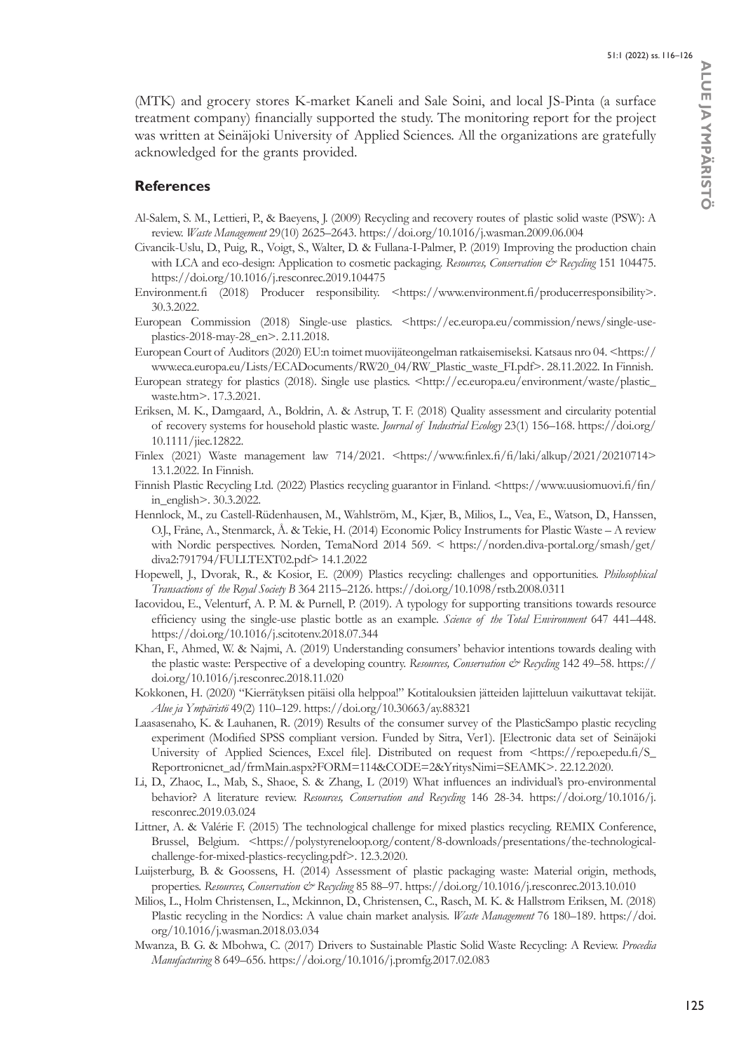(MTK) and grocery stores K-market Kaneli and Sale Soini, and local JS-Pinta (a surface treatment company) financially supported the study. The monitoring report for the project was written at Seinäjoki University of Applied Sciences. All the organizations are gratefully acknowledged for the grants provided.

## References

Al-Salem, S. M., Lettieri, P., & Baeyens, J. (2009) Recycling and recovery routes of plastic solid waste (PSW): A review. *Waste Management* 29(10) 2625–2643. https://doi.org/10.1016/j.wasman.2009.06.004

Civancik-Uslu, D., Puig, R., Voigt, S., Walter, D. & Fullana-I-Palmer, P. (2019) Improving the production chain with LCA and eco-design: Application to cosmetic packaging. *Resources, Conservation & Recycling* 151 104475. https://doi.org/10.1016/j.resconrec.2019.104475

Environment.fi (2018) Producer responsibility. <https://www.environment.fi/producerresponsibility>. 30.3.2022.

European Commission (2018) Single-use plastics. <https://ec.europa.eu/commission/news/single-use-plastics-2018-may-28_en>. 2.11.2018.

European Court of Auditors (2020) EU:n toimet muovijäteongelman ratkaisemiseksi. Katsaus nro 04. <https://www.eca.europa.eu/Lists/ECADocuments/RW20_04/RW_Plastic_waste_FI.pdf>. 28.11.2022. In Finnish.

European strategy for plastics (2018). Single use plastics. <http://ec.europa.eu/environment/waste/plastic_waste.htm>. 17.3.2021.

Eriksen, M. K., Damgaard, A., Boldrin, A. & Astrup, T. F. (2018) Quality assessment and circularity potential of recovery systems for household plastic waste. *Journal of Industrial Ecology* 23(1) 156–168. https://doi.org/10.1111/jiec.12822.

Finlex (2021) Waste management law 714/2021. <https://www.finlex.fi/fi/laki/alkup/2021/20210714> 13.1.2022. In Finnish.

Finnish Plastic Recycling Ltd. (2022) Plastics recycling guarantor in Finland. <https://www.uusiomuovi.fi/fin/in_english>. 30.3.2022.

Hennlock, M., zu Castell-Rüdenhausen, M., Wahlström, M., Kjær, B., Milios, L., Vea, E., Watson, D., Hanssen, O.J., Fråne, A., Stenmarck, Å. & Tekie, H. (2014) Economic Policy Instruments for Plastic Waste – A review with Nordic perspectives. Norden, TemaNord 2014 569. < https://norden.diva-portal.org/smash/get/diva2:791794/FULLTEXT02.pdf> 14.1.2022

Hopewell, J., Dvorak, R., & Kosior, E. (2009) Plastics recycling: challenges and opportunities. *Philosophical Transactions of the Royal Society B* 364 2115–2126. https://doi.org/10.1098/rstb.2008.0311

Iacovidou, E., Velenturf, A. P. M. & Purnell, P. (2019). A typology for supporting transitions towards resource efficiency using the single-use plastic bottle as an example. *Science of the Total Environment* 647 441–448. https://doi.org/10.1016/j.scitotenv.2018.07.344

Khan, F., Ahmed, W. & Najmi, A. (2019) Understanding consumers' behavior intentions towards dealing with the plastic waste: Perspective of a developing country. *Resources, Conservation & Recycling* 142 49–58. https://doi.org/10.1016/j.resconrec.2018.11.020

Kokkonen, H. (2020) "Kierrätyksen pitäisi olla helppoa!" Kotitalouksien jätteiden lajitteluun vaikuttavat tekijät. *Alue ja Ympäristö* 49(2) 110–129. https://doi.org/10.30663/ay.88321

Laasasenaho, K. & Lauhanen, R. (2019) Results of the consumer survey of the PlasticSampo plastic recycling experiment (Modified SPSS compliant version. Funded by Sitra, Ver1). [Electronic data set of Seinäjoki University of Applied Sciences, Excel file]. Distributed on request from <https://repo.epedu.fi/S_Reportronicnet_ad/frmMain.aspx?FORM=114&CODE=2&YritysNimi=SEAMK>. 22.12.2020.

Li, D., Zhaoc, L., Mab, S., Shaoe, S. & Zhang, L (2019) What influences an individual's pro-environmental behavior? A literature review. *Resources, Conservation and Recycling* 146 28-34. https://doi.org/10.1016/j.resconrec.2019.03.024

Littner, A. & Valérie F. (2015) The technological challenge for mixed plastics recycling. REMIX Conference, Brussel, Belgium. <https://polystyreneloop.org/content/8-downloads/presentations/the-technological-challenge-for-mixed-plastics-recycling.pdf>. 12.3.2020.

Luijsterburg, B. & Goossens, H. (2014) Assessment of plastic packaging waste: Material origin, methods, properties. *Resources, Conservation & Recycling* 85 88–97. https://doi.org/10.1016/j.resconrec.2013.10.010

Milios, L., Holm Christensen, L., Mckinnon, D., Christensen, C., Rasch, M. K. & Hallstrøm Eriksen, M. (2018) Plastic recycling in the Nordics: A value chain market analysis. *Waste Management* 76 180–189. https://doi.org/10.1016/j.wasman.2018.03.034

Mwanza, B. G. & Mbohwa, C. (2017) Drivers to Sustainable Plastic Solid Waste Recycling: A Review. *Procedia Manufacturing* 8 649–656. https://doi.org/10.1016/j.promfg.2017.02.083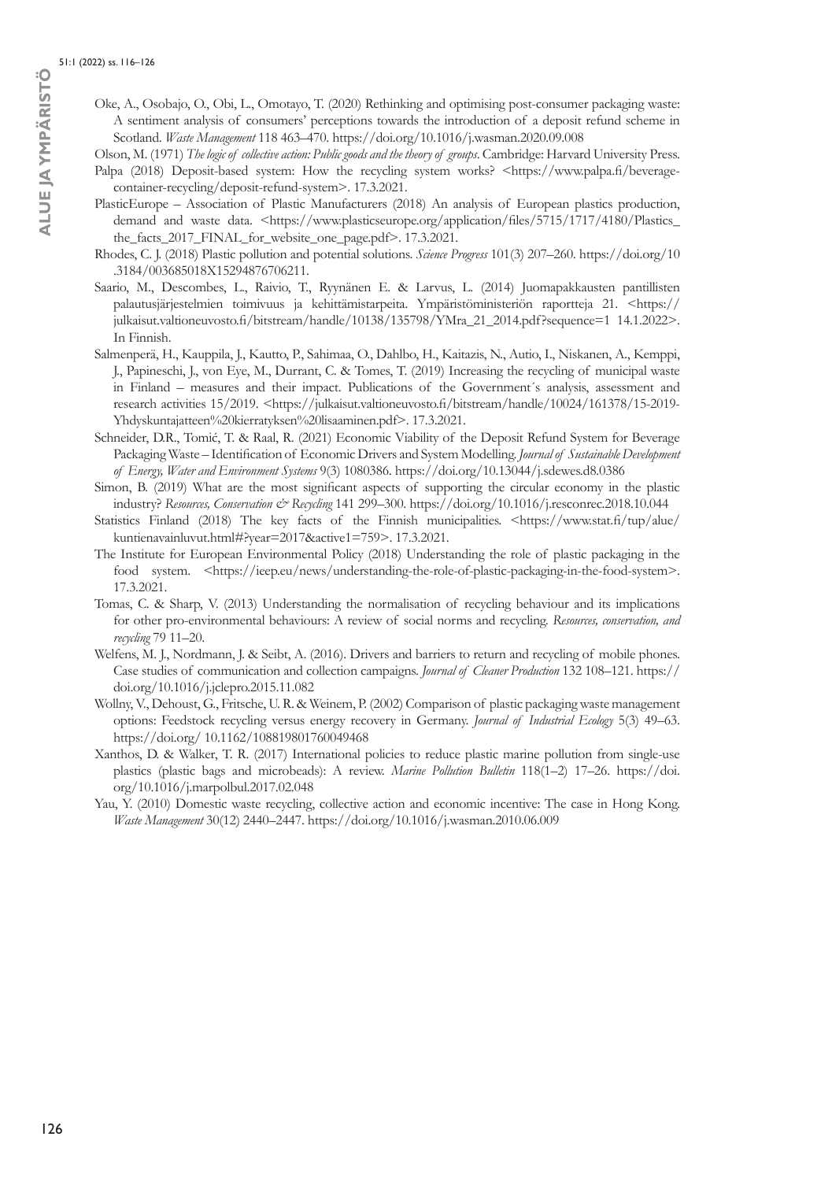Oke, A., Osobajo, O., Obi, L., Omotayo, T. (2020) Rethinking and optimising post-consumer packaging waste: A sentiment analysis of consumers' perceptions towards the introduction of a deposit refund scheme in Scotland. *Waste Management* 118 463–470. https://doi.org/10.1016/j.wasman.2020.09.008

Olson, M. (1971) *The logic of collective action: Public goods and the theory of groups*. Cambridge: Harvard University Press.

Palpa (2018) Deposit-based system: How the recycling system works? <https://www.palpa.fi/beverage-container-recycling/deposit-refund-system>. 17.3.2021.

PlasticEurope – Association of Plastic Manufacturers (2018) An analysis of European plastics production, demand and waste data. <https://www.plasticseurope.org/application/files/5715/1717/4180/Plastics_the_facts_2017_FINAL_for_website_one_page.pdf>. 17.3.2021.

Rhodes, C. J. (2018) Plastic pollution and potential solutions. *Science Progress* 101(3) 207–260. https://doi.org/10.3184/003685018X15294876706211.

Saario, M., Descombes, L., Raivio, T., Ryynänen E. & Larvus, L. (2014) Juomapakkausten pantillisten palautusjärjestelmien toimivuus ja kehittämistarpeita. Ympäristöministeriön raportteja 21. <https://julkaisut.valtioneuvosto.fi/bitstream/handle/10138/135798/YMra_21_2014.pdf?sequence=1 14.1.2022>. In Finnish.

Salmenperä, H., Kauppila, J., Kautto, P., Sahimaa, O., Dahlbo, H., Kaitazis, N., Autio, I., Niskanen, A., Kemppi, J., Papineschi, J., von Eye, M., Durrant, C. & Tomes, T. (2019) Increasing the recycling of municipal waste in Finland – measures and their impact. Publications of the Government´s analysis, assessment and research activities 15/2019. <https://julkaisut.valtioneuvosto.fi/bitstream/handle/10024/161378/15-2019-Yhdyskuntajatteen%20kierratyksen%20lisaaminen.pdf>. 17.3.2021.

Schneider, D.R., Tomić, T. & Raal, R. (2021) Economic Viability of the Deposit Refund System for Beverage Packaging Waste – Identification of Economic Drivers and System Modelling. *Journal of Sustainable Development of Energy, Water and Environment Systems* 9(3) 1080386. https://doi.org/10.13044/j.sdewes.d8.0386

Simon, B. (2019) What are the most significant aspects of supporting the circular economy in the plastic industry? *Resources, Conservation & Recycling* 141 299–300. https://doi.org/10.1016/j.resconrec.2018.10.044

Statistics Finland (2018) The key facts of the Finnish municipalities. <https://www.stat.fi/tup/alue/kuntienavainluvut.html#?year=2017&active1=759>. 17.3.2021.

The Institute for European Environmental Policy (2018) Understanding the role of plastic packaging in the food system. <https://ieep.eu/news/understanding-the-role-of-plastic-packaging-in-the-food-system>. 17.3.2021.

Tomas, C. & Sharp, V. (2013) Understanding the normalisation of recycling behaviour and its implications for other pro-environmental behaviours: A review of social norms and recycling. *Resources, conservation, and recycling* 79 11–20.

Welfens, M. J., Nordmann, J. & Seibt, A. (2016). Drivers and barriers to return and recycling of mobile phones. Case studies of communication and collection campaigns. *Journal of Cleaner Production* 132 108–121. https://doi.org/10.1016/j.jclepro.2015.11.082

Wollny, V., Dehoust, G., Fritsche, U. R. & Weinem, P. (2002) Comparison of plastic packaging waste management options: Feedstock recycling versus energy recovery in Germany. *Journal of Industrial Ecology* 5(3) 49–63. https://doi.org/ 10.1162/108819801760049468

Xanthos, D. & Walker, T. R. (2017) International policies to reduce plastic marine pollution from single-use plastics (plastic bags and microbeads): A review. *Marine Pollution Bulletin* 118(1–2) 17–26. https://doi.org/10.1016/j.marpolbul.2017.02.048

Yau, Y. (2010) Domestic waste recycling, collective action and economic incentive: The case in Hong Kong. *Waste Management* 30(12) 2440–2447. https://doi.org/10.1016/j.wasman.2010.06.009